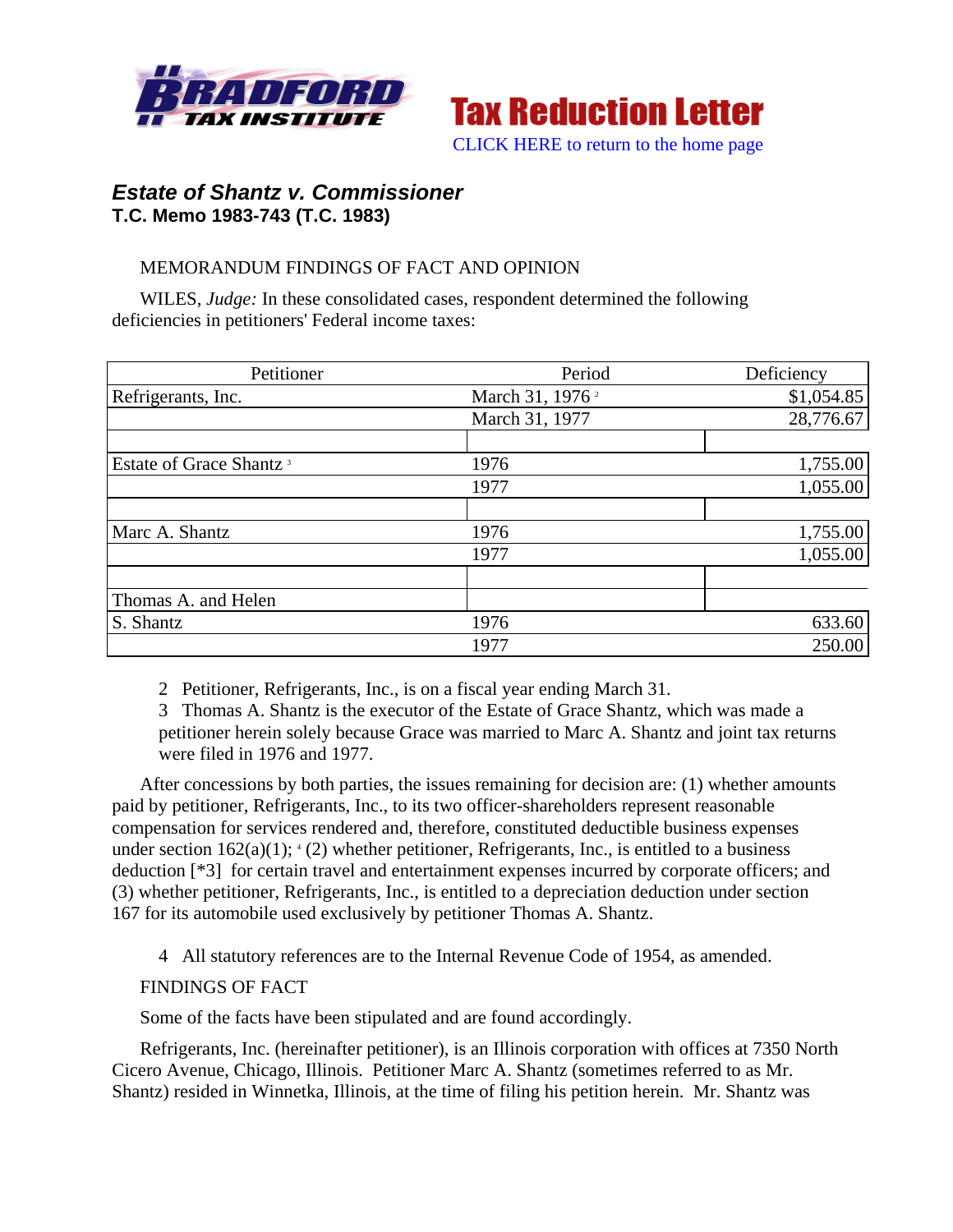# Estate of Shantz v. Commissioner

**T.C. Memo 1983-743 (T.C. 1983)**

MEMORANDUM FINDINGS OF FACT AND OPINION

WILES, *Judge:* In these consolidated cases, respondent determined the following deficiencies in petitioners' Federal income taxes:

| Petitioner | Period | Deficiency |
|---|---|---|
| Refrigerants, Inc. | March 31, 1976 [2] | $1,054.85 |
| | March 31, 1977 | 28,776.67 |
| | | |
| Estate of Grace Shantz [3] | 1976 | 1,755.00 |
| | 1977 | 1,055.00 |
| | | |
| Marc A. Shantz | 1976 | 1,755.00 |
| | 1977 | 1,055.00 |
| | | |
| Thomas A. and Helen | | |
| S. Shantz | 1976 | 633.60 |
| | 1977 | 250.00 |

2 Petitioner, Refrigerants, Inc., is on a fiscal year ending March 31.

3 Thomas A. Shantz is the executor of the Estate of Grace Shantz, which was made a petitioner herein solely because Grace was married to Marc A. Shantz and joint tax returns were filed in 1976 and 1977.

After concessions by both parties, the issues remaining for decision are: (1) whether amounts paid by petitioner, Refrigerants, Inc., to its two officer-shareholders represent reasonable compensation for services rendered and, therefore, constituted deductible business expenses under section 162(a)(1); [4] (2) whether petitioner, Refrigerants, Inc., is entitled to a business deduction [*3] for certain travel and entertainment expenses incurred by corporate officers; and (3) whether petitioner, Refrigerants, Inc., is entitled to a depreciation deduction under section 167 for its automobile used exclusively by petitioner Thomas A. Shantz.

4 All statutory references are to the Internal Revenue Code of 1954, as amended.

FINDINGS OF FACT

Some of the facts have been stipulated and are found accordingly.

Refrigerants, Inc. (hereinafter petitioner), is an Illinois corporation with offices at 7350 North Cicero Avenue, Chicago, Illinois. Petitioner Marc A. Shantz (sometimes referred to as Mr. Shantz) resided in Winnetka, Illinois, at the time of filing his petition herein. Mr. Shantz was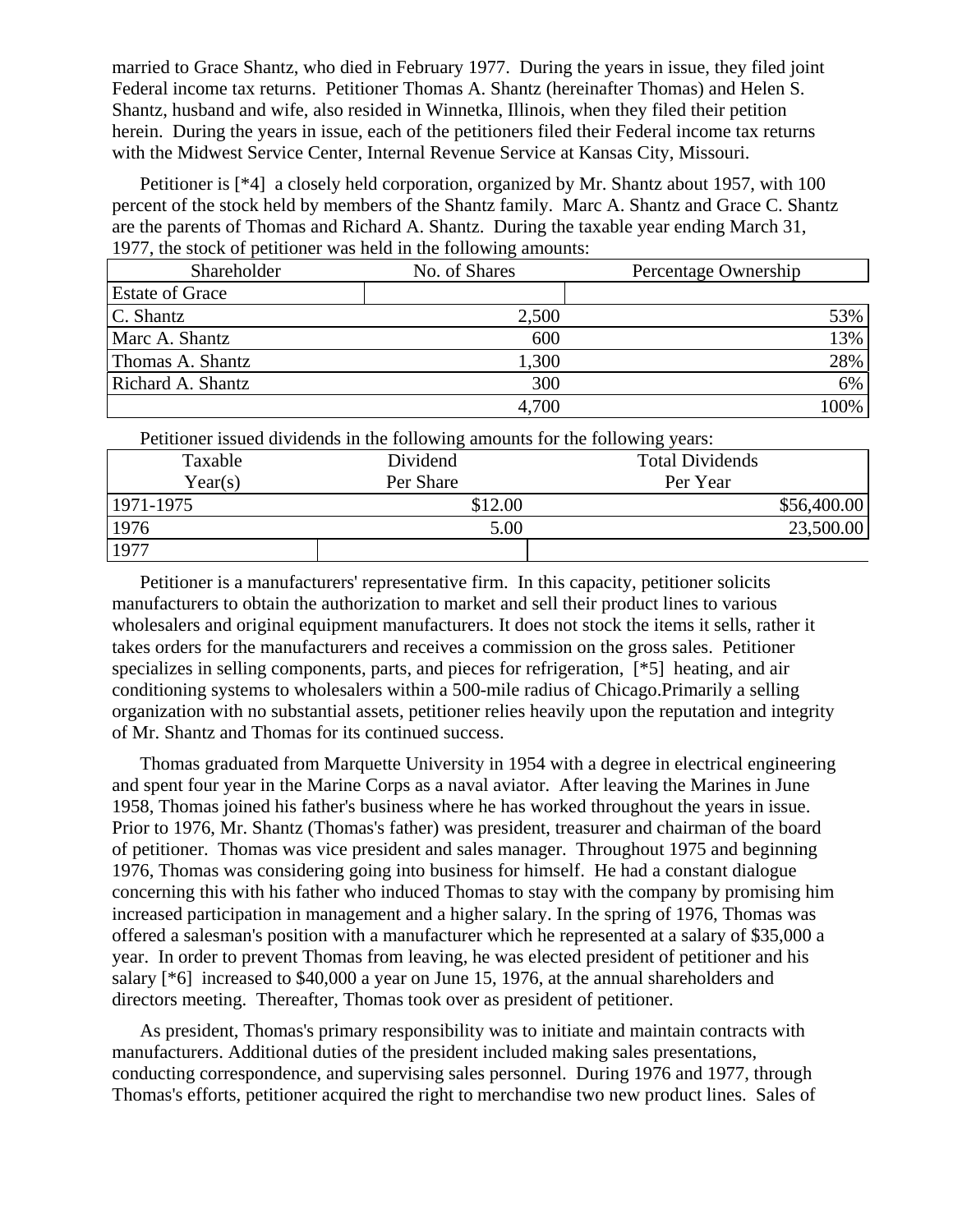married to Grace Shantz, who died in February 1977. During the years in issue, they filed joint Federal income tax returns. Petitioner Thomas A. Shantz (hereinafter Thomas) and Helen S. Shantz, husband and wife, also resided in Winnetka, Illinois, when they filed their petition herein. During the years in issue, each of the petitioners filed their Federal income tax returns with the Midwest Service Center, Internal Revenue Service at Kansas City, Missouri.

Petitioner is [*4] a closely held corporation, organized by Mr. Shantz about 1957, with 100 percent of the stock held by members of the Shantz family. Marc A. Shantz and Grace C. Shantz are the parents of Thomas and Richard A. Shantz. During the taxable year ending March 31, 1977, the stock of petitioner was held in the following amounts:

| Shareholder | No. of Shares | Percentage Ownership |
|---|---|---|
| Estate of Grace | | |
| C. Shantz | 2,500 | 53% |
| Marc A. Shantz | 600 | 13% |
| Thomas A. Shantz | 1,300 | 28% |
| Richard A. Shantz | 300 | 6% |
| | 4,700 | 100% |

Petitioner issued dividends in the following amounts for the following years:

| Taxable Year(s) | Dividend Per Share | Total Dividends Per Year |
|---|---|---|
| 1971-1975 | $12.00 | $56,400.00 |
| 1976 | 5.00 | 23,500.00 |
| 1977 | | |

Petitioner is a manufacturers' representative firm. In this capacity, petitioner solicits manufacturers to obtain the authorization to market and sell their product lines to various wholesalers and original equipment manufacturers. It does not stock the items it sells, rather it takes orders for the manufacturers and receives a commission on the gross sales. Petitioner specializes in selling components, parts, and pieces for refrigeration, [*5] heating, and air conditioning systems to wholesalers within a 500-mile radius of Chicago.Primarily a selling organization with no substantial assets, petitioner relies heavily upon the reputation and integrity of Mr. Shantz and Thomas for its continued success.

Thomas graduated from Marquette University in 1954 with a degree in electrical engineering and spent four year in the Marine Corps as a naval aviator. After leaving the Marines in June 1958, Thomas joined his father's business where he has worked throughout the years in issue. Prior to 1976, Mr. Shantz (Thomas's father) was president, treasurer and chairman of the board of petitioner. Thomas was vice president and sales manager. Throughout 1975 and beginning 1976, Thomas was considering going into business for himself. He had a constant dialogue concerning this with his father who induced Thomas to stay with the company by promising him increased participation in management and a higher salary. In the spring of 1976, Thomas was offered a salesman's position with a manufacturer which he represented at a salary of $35,000 a year. In order to prevent Thomas from leaving, he was elected president of petitioner and his salary [*6] increased to $40,000 a year on June 15, 1976, at the annual shareholders and directors meeting. Thereafter, Thomas took over as president of petitioner.

As president, Thomas's primary responsibility was to initiate and maintain contracts with manufacturers. Additional duties of the president included making sales presentations, conducting correspondence, and supervising sales personnel. During 1976 and 1977, through Thomas's efforts, petitioner acquired the right to merchandise two new product lines. Sales of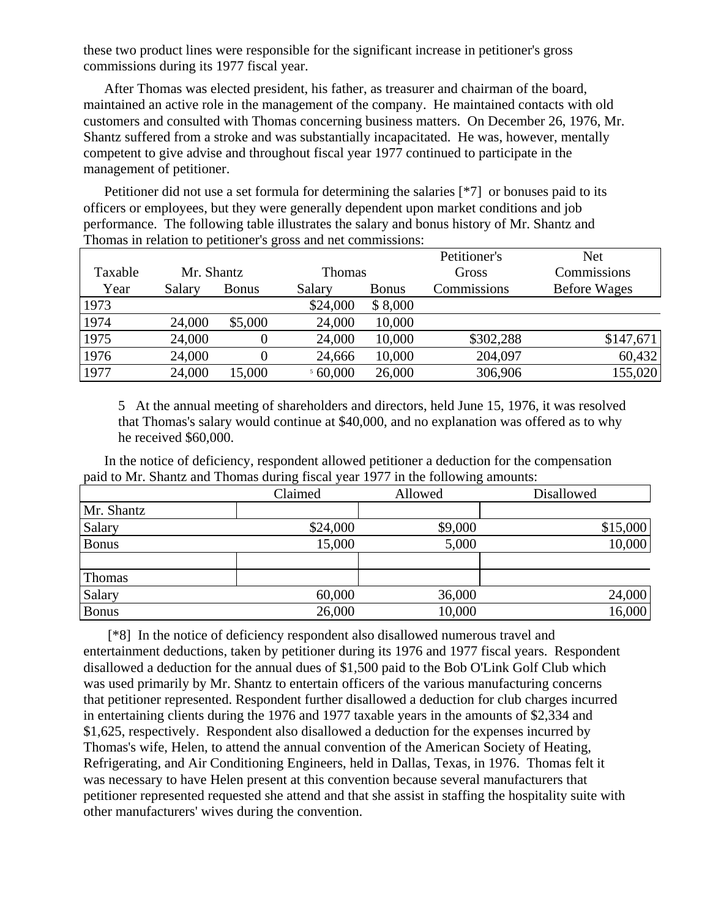these two product lines were responsible for the significant increase in petitioner's gross commissions during its 1977 fiscal year.

After Thomas was elected president, his father, as treasurer and chairman of the board, maintained an active role in the management of the company. He maintained contacts with old customers and consulted with Thomas concerning business matters. On December 26, 1976, Mr. Shantz suffered from a stroke and was substantially incapacitated. He was, however, mentally competent to give advise and throughout fiscal year 1977 continued to participate in the management of petitioner.

Petitioner did not use a set formula for determining the salaries [*7] or bonuses paid to its officers or employees, but they were generally dependent upon market conditions and job performance. The following table illustrates the salary and bonus history of Mr. Shantz and Thomas in relation to petitioner's gross and net commissions:

| Taxable | Mr. Shantz | | Thomas | | Petitioner's Gross | Net Commissions |
|---|---|---|---|---|---|---|
| Year | Salary | Bonus | Salary | Bonus | Commissions | Before Wages |
| 1973 | | | $24,000 | $ 8,000 | | |
| 1974 | 24,000 | $5,000 | 24,000 | 10,000 | | |
| 1975 | 24,000 | 0 | 24,000 | 10,000 | $302,288 | $147,671 |
| 1976 | 24,000 | 0 | 24,666 | 10,000 | 204,097 | 60,432 |
| 1977 | 24,000 | 15,000 | [5] 60,000 | 26,000 | 306,906 | 155,020 |

5 At the annual meeting of shareholders and directors, held June 15, 1976, it was resolved that Thomas's salary would continue at $40,000, and no explanation was offered as to why he received $60,000.

In the notice of deficiency, respondent allowed petitioner a deduction for the compensation paid to Mr. Shantz and Thomas during fiscal year 1977 in the following amounts:

| | Claimed | Allowed | Disallowed |
|---|---|---|---|
| Mr. Shantz | | | |
| Salary | $24,000 | $9,000 | $15,000 |
| Bonus | 15,000 | 5,000 | 10,000 |
| | | | |
| Thomas | | | |
| Salary | 60,000 | 36,000 | 24,000 |
| Bonus | 26,000 | 10,000 | 16,000 |

[*8] In the notice of deficiency respondent also disallowed numerous travel and entertainment deductions, taken by petitioner during its 1976 and 1977 fiscal years. Respondent disallowed a deduction for the annual dues of $1,500 paid to the Bob O'Link Golf Club which was used primarily by Mr. Shantz to entertain officers of the various manufacturing concerns that petitioner represented. Respondent further disallowed a deduction for club charges incurred in entertaining clients during the 1976 and 1977 taxable years in the amounts of $2,334 and $1,625, respectively. Respondent also disallowed a deduction for the expenses incurred by Thomas's wife, Helen, to attend the annual convention of the American Society of Heating, Refrigerating, and Air Conditioning Engineers, held in Dallas, Texas, in 1976. Thomas felt it was necessary to have Helen present at this convention because several manufacturers that petitioner represented requested she attend and that she assist in staffing the hospitality suite with other manufacturers' wives during the convention.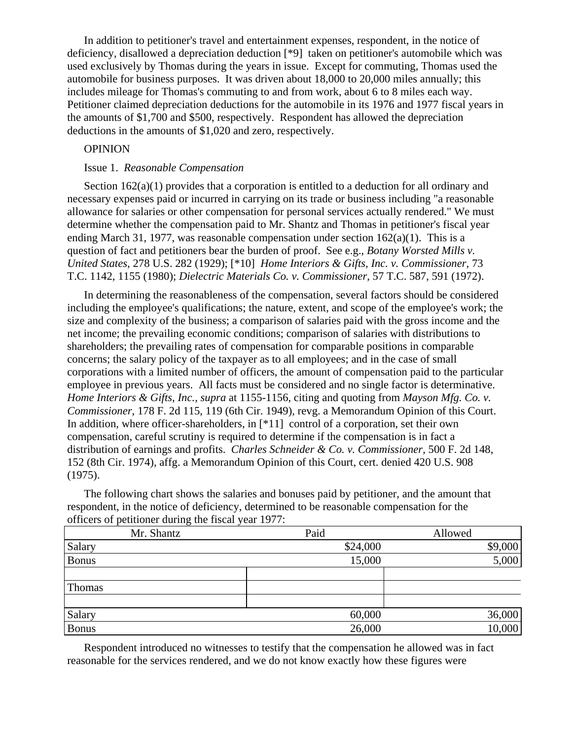In addition to petitioner's travel and entertainment expenses, respondent, in the notice of deficiency, disallowed a depreciation deduction [*9] taken on petitioner's automobile which was used exclusively by Thomas during the years in issue. Except for commuting, Thomas used the automobile for business purposes. It was driven about 18,000 to 20,000 miles annually; this includes mileage for Thomas's commuting to and from work, about 6 to 8 miles each way. Petitioner claimed depreciation deductions for the automobile in its 1976 and 1977 fiscal years in the amounts of $1,700 and $500, respectively. Respondent has allowed the depreciation deductions in the amounts of $1,020 and zero, respectively.

OPINION

Issue 1. *Reasonable Compensation*

Section 162(a)(1) provides that a corporation is entitled to a deduction for all ordinary and necessary expenses paid or incurred in carrying on its trade or business including "a reasonable allowance for salaries or other compensation for personal services actually rendered." We must determine whether the compensation paid to Mr. Shantz and Thomas in petitioner's fiscal year ending March 31, 1977, was reasonable compensation under section 162(a)(1). This is a question of fact and petitioners bear the burden of proof. See e.g., *Botany Worsted Mills v. United States*, 278 U.S. 282 (1929); [*10] *Home Interiors & Gifts, Inc. v. Commissioner*, 73 T.C. 1142, 1155 (1980); *Dielectric Materials Co. v. Commissioner*, 57 T.C. 587, 591 (1972).

In determining the reasonableness of the compensation, several factors should be considered including the employee's qualifications; the nature, extent, and scope of the employee's work; the size and complexity of the business; a comparison of salaries paid with the gross income and the net income; the prevailing economic conditions; comparison of salaries with distributions to shareholders; the prevailing rates of compensation for comparable positions in comparable concerns; the salary policy of the taxpayer as to all employees; and in the case of small corporations with a limited number of officers, the amount of compensation paid to the particular employee in previous years. All facts must be considered and no single factor is determinative. *Home Interiors & Gifts, Inc., supra* at 1155-1156, citing and quoting from *Mayson Mfg. Co. v. Commissioner*, 178 F. 2d 115, 119 (6th Cir. 1949), revg. a Memorandum Opinion of this Court. In addition, where officer-shareholders, in [*11] control of a corporation, set their own compensation, careful scrutiny is required to determine if the compensation is in fact a distribution of earnings and profits. *Charles Schneider & Co. v. Commissioner*, 500 F. 2d 148, 152 (8th Cir. 1974), affg. a Memorandum Opinion of this Court, cert. denied 420 U.S. 908 (1975).

The following chart shows the salaries and bonuses paid by petitioner, and the amount that respondent, in the notice of deficiency, determined to be reasonable compensation for the officers of petitioner during the fiscal year 1977:

| Mr. Shantz | Paid | Allowed |
|---|---:|---:|
| Salary | $24,000 | $9,000 |
| Bonus | 15,000 | 5,000 |
| | | |
| Thomas | | |
| | | |
| Salary | 60,000 | 36,000 |
| Bonus | 26,000 | 10,000 |

Respondent introduced no witnesses to testify that the compensation he allowed was in fact reasonable for the services rendered, and we do not know exactly how these figures were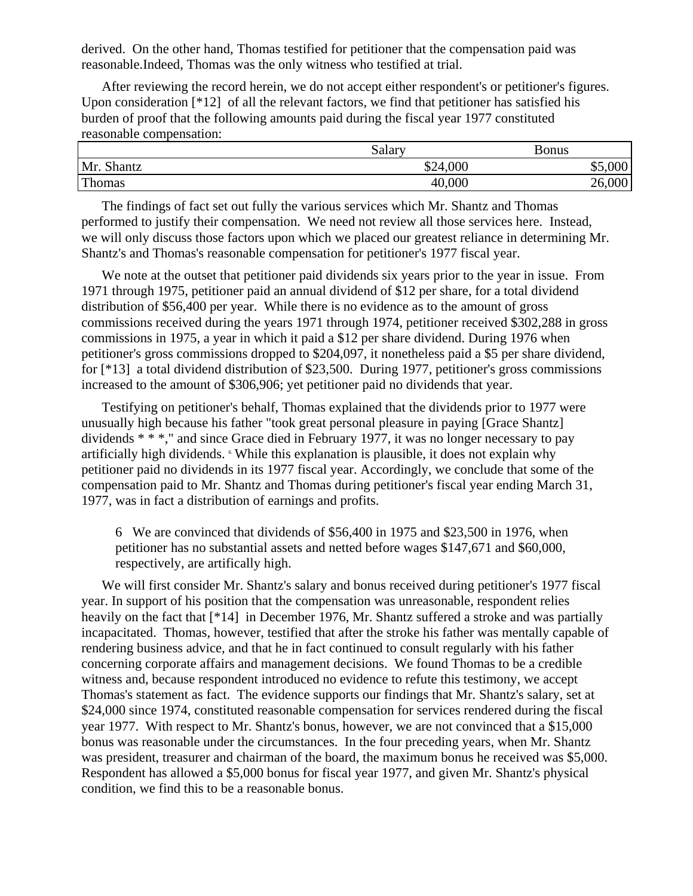derived. On the other hand, Thomas testified for petitioner that the compensation paid was reasonable.Indeed, Thomas was the only witness who testified at trial.

After reviewing the record herein, we do not accept either respondent's or petitioner's figures. Upon consideration [*12] of all the relevant factors, we find that petitioner has satisfied his burden of proof that the following amounts paid during the fiscal year 1977 constituted reasonable compensation:

| | Salary | Bonus |
|---|---|---|
| Mr. Shantz | $24,000 | $5,000 |
| Thomas | 40,000 | 26,000 |

The findings of fact set out fully the various services which Mr. Shantz and Thomas performed to justify their compensation. We need not review all those services here. Instead, we will only discuss those factors upon which we placed our greatest reliance in determining Mr. Shantz's and Thomas's reasonable compensation for petitioner's 1977 fiscal year.

We note at the outset that petitioner paid dividends six years prior to the year in issue. From 1971 through 1975, petitioner paid an annual dividend of $12 per share, for a total dividend distribution of $56,400 per year. While there is no evidence as to the amount of gross commissions received during the years 1971 through 1974, petitioner received $302,288 in gross commissions in 1975, a year in which it paid a $12 per share dividend. During 1976 when petitioner's gross commissions dropped to $204,097, it nonetheless paid a $5 per share dividend, for [*13] a total dividend distribution of $23,500. During 1977, petitioner's gross commissions increased to the amount of $306,906; yet petitioner paid no dividends that year.

Testifying on petitioner's behalf, Thomas explained that the dividends prior to 1977 were unusually high because his father "took great personal pleasure in paying [Grace Shantz] dividends * * *," and since Grace died in February 1977, it was no longer necessary to pay artificially high dividends. [6] While this explanation is plausible, it does not explain why petitioner paid no dividends in its 1977 fiscal year. Accordingly, we conclude that some of the compensation paid to Mr. Shantz and Thomas during petitioner's fiscal year ending March 31, 1977, was in fact a distribution of earnings and profits.

> 6 We are convinced that dividends of $56,400 in 1975 and $23,500 in 1976, when petitioner has no substantial assets and netted before wages $147,671 and $60,000, respectively, are artifically high.

We will first consider Mr. Shantz's salary and bonus received during petitioner's 1977 fiscal year. In support of his position that the compensation was unreasonable, respondent relies heavily on the fact that [*14] in December 1976, Mr. Shantz suffered a stroke and was partially incapacitated. Thomas, however, testified that after the stroke his father was mentally capable of rendering business advice, and that he in fact continued to consult regularly with his father concerning corporate affairs and management decisions. We found Thomas to be a credible witness and, because respondent introduced no evidence to refute this testimony, we accept Thomas's statement as fact. The evidence supports our findings that Mr. Shantz's salary, set at $24,000 since 1974, constituted reasonable compensation for services rendered during the fiscal year 1977. With respect to Mr. Shantz's bonus, however, we are not convinced that a $15,000 bonus was reasonable under the circumstances. In the four preceding years, when Mr. Shantz was president, treasurer and chairman of the board, the maximum bonus he received was $5,000. Respondent has allowed a $5,000 bonus for fiscal year 1977, and given Mr. Shantz's physical condition, we find this to be a reasonable bonus.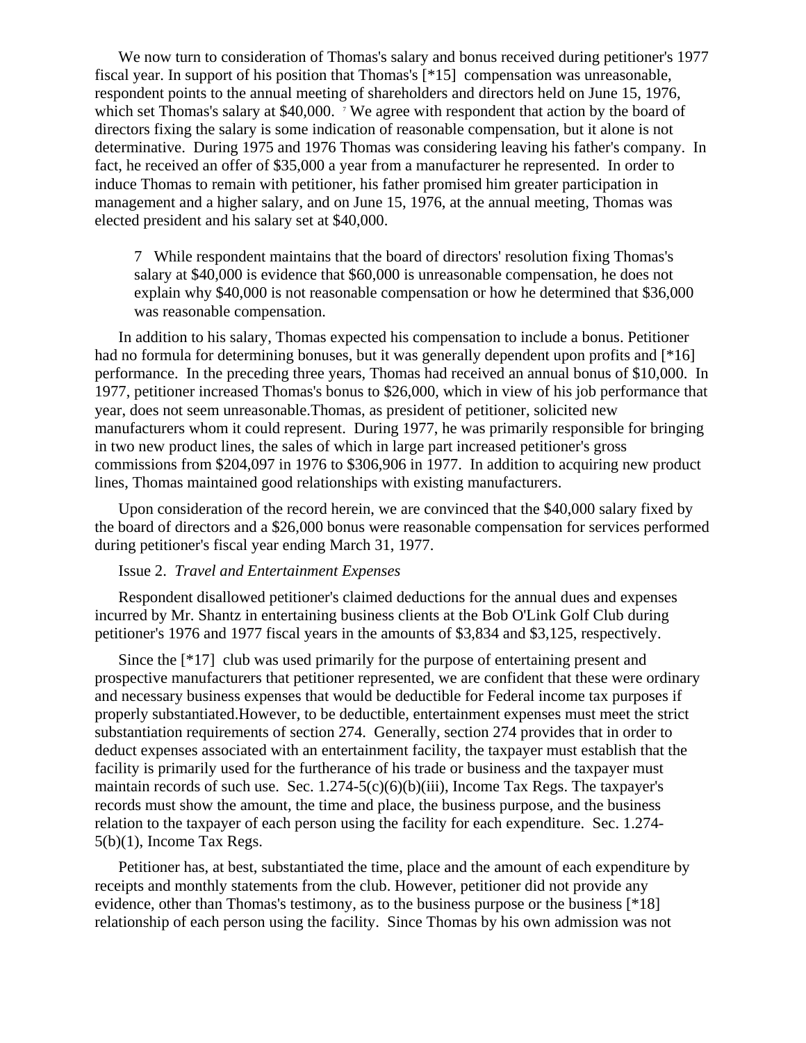We now turn to consideration of Thomas's salary and bonus received during petitioner's 1977 fiscal year. In support of his position that Thomas's [*15] compensation was unreasonable, respondent points to the annual meeting of shareholders and directors held on June 15, 1976, which set Thomas's salary at $40,000. [7] We agree with respondent that action by the board of directors fixing the salary is some indication of reasonable compensation, but it alone is not determinative. During 1975 and 1976 Thomas was considering leaving his father's company. In fact, he received an offer of $35,000 a year from a manufacturer he represented. In order to induce Thomas to remain with petitioner, his father promised him greater participation in management and a higher salary, and on June 15, 1976, at the annual meeting, Thomas was elected president and his salary set at $40,000.

> 7 While respondent maintains that the board of directors' resolution fixing Thomas's salary at $40,000 is evidence that $60,000 is unreasonable compensation, he does not explain why $40,000 is not reasonable compensation or how he determined that $36,000 was reasonable compensation.

In addition to his salary, Thomas expected his compensation to include a bonus. Petitioner had no formula for determining bonuses, but it was generally dependent upon profits and [*16] performance. In the preceding three years, Thomas had received an annual bonus of $10,000. In 1977, petitioner increased Thomas's bonus to $26,000, which in view of his job performance that year, does not seem unreasonable.Thomas, as president of petitioner, solicited new manufacturers whom it could represent. During 1977, he was primarily responsible for bringing in two new product lines, the sales of which in large part increased petitioner's gross commissions from $204,097 in 1976 to $306,906 in 1977. In addition to acquiring new product lines, Thomas maintained good relationships with existing manufacturers.

Upon consideration of the record herein, we are convinced that the $40,000 salary fixed by the board of directors and a $26,000 bonus were reasonable compensation for services performed during petitioner's fiscal year ending March 31, 1977.

Issue 2. *Travel and Entertainment Expenses*

Respondent disallowed petitioner's claimed deductions for the annual dues and expenses incurred by Mr. Shantz in entertaining business clients at the Bob O'Link Golf Club during petitioner's 1976 and 1977 fiscal years in the amounts of $3,834 and $3,125, respectively.

Since the [*17] club was used primarily for the purpose of entertaining present and prospective manufacturers that petitioner represented, we are confident that these were ordinary and necessary business expenses that would be deductible for Federal income tax purposes if properly substantiated.However, to be deductible, entertainment expenses must meet the strict substantiation requirements of section 274. Generally, section 274 provides that in order to deduct expenses associated with an entertainment facility, the taxpayer must establish that the facility is primarily used for the furtherance of his trade or business and the taxpayer must maintain records of such use. Sec. 1.274-5(c)(6)(b)(iii), Income Tax Regs. The taxpayer's records must show the amount, the time and place, the business purpose, and the business relation to the taxpayer of each person using the facility for each expenditure. Sec. 1.274-5(b)(1), Income Tax Regs.

Petitioner has, at best, substantiated the time, place and the amount of each expenditure by receipts and monthly statements from the club. However, petitioner did not provide any evidence, other than Thomas's testimony, as to the business purpose or the business [*18] relationship of each person using the facility. Since Thomas by his own admission was not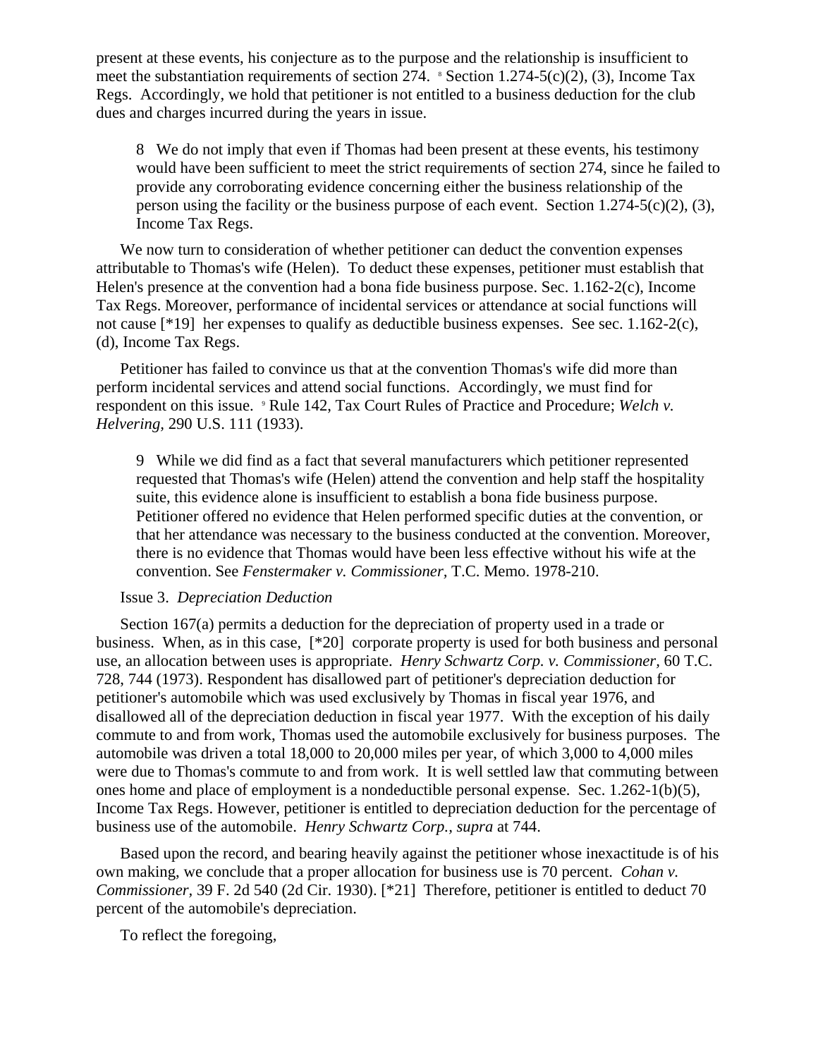present at these events, his conjecture as to the purpose and the relationship is insufficient to meet the substantiation requirements of section 274. [8] Section 1.274-5(c)(2), (3), Income Tax Regs. Accordingly, we hold that petitioner is not entitled to a business deduction for the club dues and charges incurred during the years in issue.

> 8 We do not imply that even if Thomas had been present at these events, his testimony would have been sufficient to meet the strict requirements of section 274, since he failed to provide any corroborating evidence concerning either the business relationship of the person using the facility or the business purpose of each event. Section 1.274-5(c)(2), (3), Income Tax Regs.

We now turn to consideration of whether petitioner can deduct the convention expenses attributable to Thomas's wife (Helen). To deduct these expenses, petitioner must establish that Helen's presence at the convention had a bona fide business purpose. Sec. 1.162-2(c), Income Tax Regs. Moreover, performance of incidental services or attendance at social functions will not cause [*19] her expenses to qualify as deductible business expenses. See sec. 1.162-2(c), (d), Income Tax Regs.

Petitioner has failed to convince us that at the convention Thomas's wife did more than perform incidental services and attend social functions. Accordingly, we must find for respondent on this issue. [9] Rule 142, Tax Court Rules of Practice and Procedure; *Welch v. Helvering,* 290 U.S. 111 (1933).

> 9 While we did find as a fact that several manufacturers which petitioner represented requested that Thomas's wife (Helen) attend the convention and help staff the hospitality suite, this evidence alone is insufficient to establish a bona fide business purpose. Petitioner offered no evidence that Helen performed specific duties at the convention, or that her attendance was necessary to the business conducted at the convention. Moreover, there is no evidence that Thomas would have been less effective without his wife at the convention. See *Fenstermaker v. Commissioner,* T.C. Memo. 1978-210.

Issue 3. *Depreciation Deduction*

Section 167(a) permits a deduction for the depreciation of property used in a trade or business. When, as in this case, [*20] corporate property is used for both business and personal use, an allocation between uses is appropriate. *Henry Schwartz Corp. v. Commissioner*, 60 T.C. 728, 744 (1973). Respondent has disallowed part of petitioner's depreciation deduction for petitioner's automobile which was used exclusively by Thomas in fiscal year 1976, and disallowed all of the depreciation deduction in fiscal year 1977. With the exception of his daily commute to and from work, Thomas used the automobile exclusively for business purposes. The automobile was driven a total 18,000 to 20,000 miles per year, of which 3,000 to 4,000 miles were due to Thomas's commute to and from work. It is well settled law that commuting between ones home and place of employment is a nondeductible personal expense. Sec. 1.262-1(b)(5), Income Tax Regs. However, petitioner is entitled to depreciation deduction for the percentage of business use of the automobile. *Henry Schwartz Corp., supra* at 744.

Based upon the record, and bearing heavily against the petitioner whose inexactitude is of his own making, we conclude that a proper allocation for business use is 70 percent. *Cohan v. Commissioner*, 39 F. 2d 540 (2d Cir. 1930). [*21] Therefore, petitioner is entitled to deduct 70 percent of the automobile's depreciation.

To reflect the foregoing,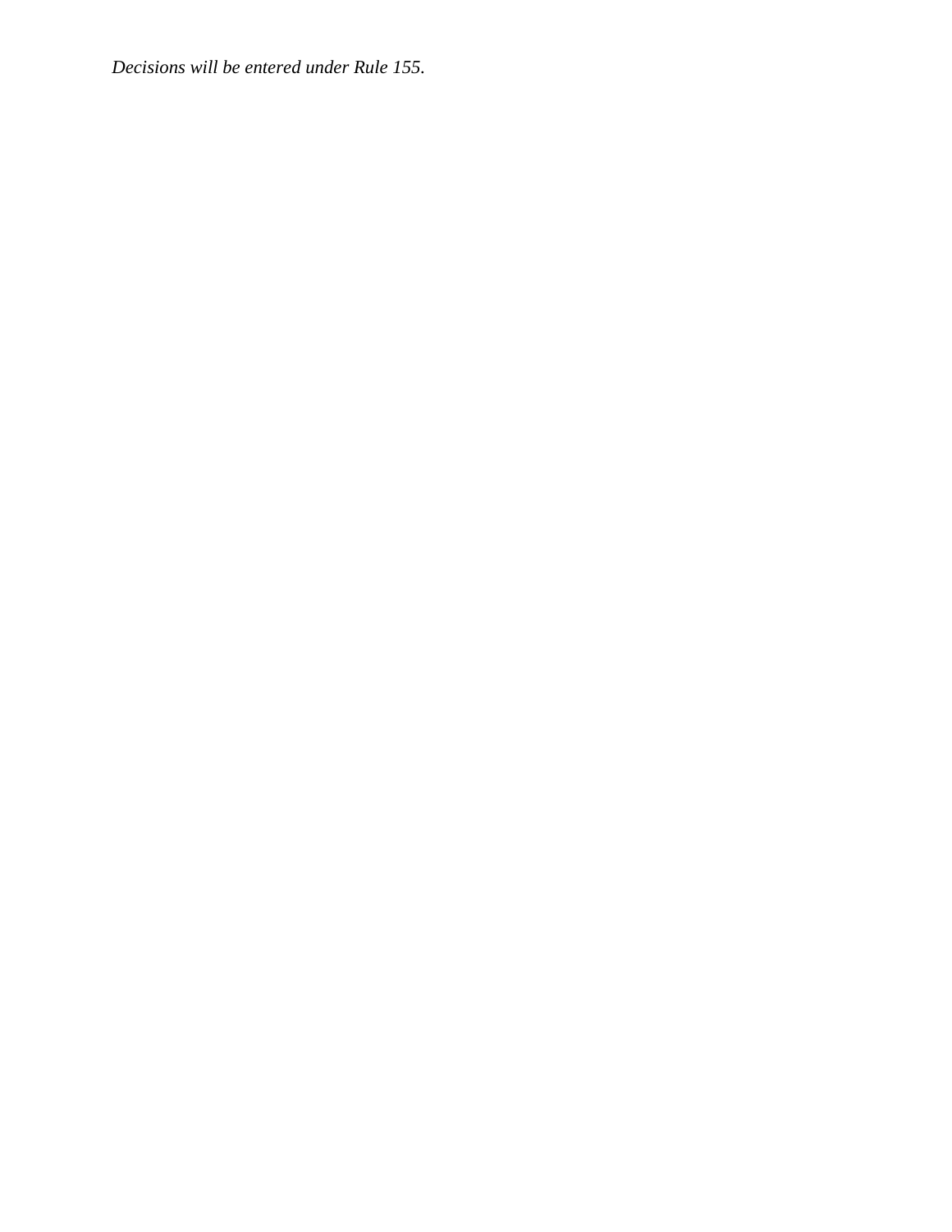*Decisions will be entered under Rule 155.*